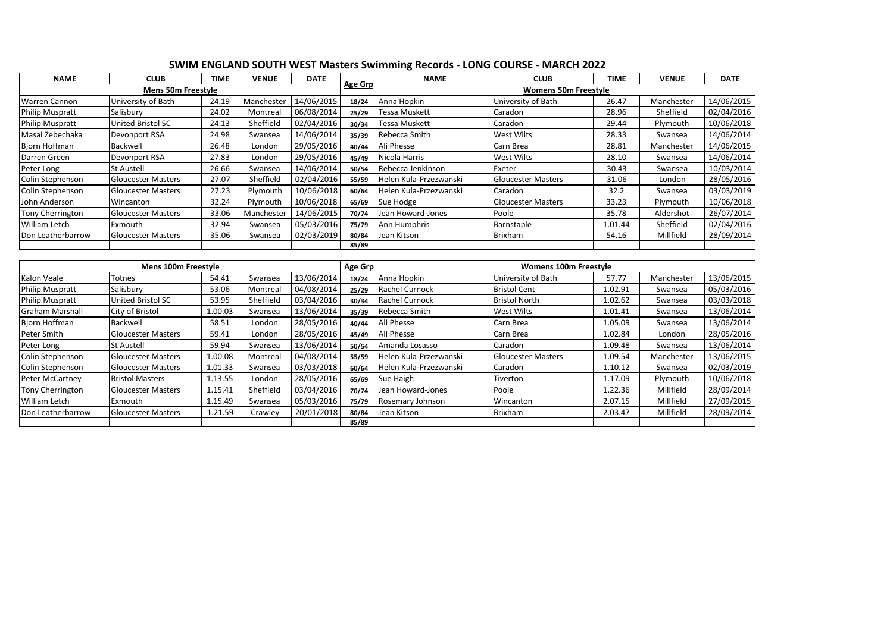# SWIM ENGLAND SOUTH WEST Masters Swimming Records - LONG COURSE - MARCH 2022

| NAME | CLUB | TIME | VENUE | DATE | Age Grp | NAME | CLUB | TIME | VENUE | DATE |
|---|---|---|---|---|---|---|---|---|---|---|
| **Mens 50m Freestyle** | | | | | | **Womens 50m Freestyle** | | | | |
| Warren Cannon | University of Bath | 24.19 | Manchester | 14/06/2015 | 18/24 | Anna Hopkin | University of Bath | 26.47 | Manchester | 14/06/2015 |
| Philip Muspratt | Salisbury | 24.02 | Montreal | 06/08/2014 | 25/29 | Tessa Muskett | Caradon | 28.96 | Sheffield | 02/04/2016 |
| Philip Muspratt | United Bristol SC | 24.13 | Sheffield | 02/04/2016 | 30/34 | Tessa Muskett | Caradon | 29.44 | Plymouth | 10/06/2018 |
| Masai Zebechaka | Devonport RSA | 24.98 | Swansea | 14/06/2014 | 35/39 | Rebecca Smith | West Wilts | 28.33 | Swansea | 14/06/2014 |
| Bjorn Hoffman | Backwell | 26.48 | London | 29/05/2016 | 40/44 | Ali Phesse | Carn Brea | 28.81 | Manchester | 14/06/2015 |
| Darren Green | Devonport RSA | 27.83 | London | 29/05/2016 | 45/49 | Nicola Harris | West Wilts | 28.10 | Swansea | 14/06/2014 |
| Peter Long | St Austell | 26.66 | Swansea | 14/06/2014 | 50/54 | Rebecca Jenkinson | Exeter | 30.43 | Swansea | 10/03/2014 |
| Colin Stephenson | Gloucester Masters | 27.07 | Sheffield | 02/04/2016 | 55/59 | Helen Kula-Przezwanski | Gloucester Masters | 31.06 | London | 28/05/2016 |
| Colin Stephenson | Gloucester Masters | 27.23 | Plymouth | 10/06/2018 | 60/64 | Helen Kula-Przezwanski | Caradon | 32.2 | Swansea | 03/03/2019 |
| John Anderson | Wincanton | 32.24 | Plymouth | 10/06/2018 | 65/69 | Sue Hodge | Gloucester Masters | 33.23 | Plymouth | 10/06/2018 |
| Tony Cherrington | Gloucester Masters | 33.06 | Manchester | 14/06/2015 | 70/74 | Jean Howard-Jones | Poole | 35.78 | Aldershot | 26/07/2014 |
| William Letch | Exmouth | 32.94 | Swansea | 05/03/2016 | 75/79 | Ann Humphris | Barnstaple | 1.01.44 | Sheffield | 02/04/2016 |
| Don Leatherbarrow | Gloucester Masters | 35.06 | Swansea | 02/03/2019 | 80/84 | Jean Kitson | Brixham | 54.16 | Millfield | 28/09/2014 |
| | | | | | 85/89 | | | | | |

| **Mens 100m Freestyle** | | | | | Age Grp | **Womens 100m Freestyle** | | | | |
|---|---|---|---|---|---|---|---|---|---|---|
| Kalon Veale | Totnes | 54.41 | Swansea | 13/06/2014 | 18/24 | Anna Hopkin | University of Bath | 57.77 | Manchester | 13/06/2015 |
| Philip Muspratt | Salisbury | 53.06 | Montreal | 04/08/2014 | 25/29 | Rachel Curnock | Bristol Cent | 1.02.91 | Swansea | 05/03/2016 |
| Philip Muspratt | United Bristol SC | 53.95 | Sheffield | 03/04/2016 | 30/34 | Rachel Curnock | Bristol North | 1.02.62 | Swansea | 03/03/2018 |
| Graham Marshall | City of Bristol | 1.00.03 | Swansea | 13/06/2014 | 35/39 | Rebecca Smith | West Wilts | 1.01.41 | Swansea | 13/06/2014 |
| Bjorn Hoffman | Backwell | 58.51 | London | 28/05/2016 | 40/44 | Ali Phesse | Carn Brea | 1.05.09 | Swansea | 13/06/2014 |
| Peter Smith | Gloucester Masters | 59.41 | London | 28/05/2016 | 45/49 | Ali Phesse | Carn Brea | 1.02.84 | London | 28/05/2016 |
| Peter Long | St Austell | 59.94 | Swansea | 13/06/2014 | 50/54 | Amanda Losasso | Caradon | 1.09.48 | Swansea | 13/06/2014 |
| Colin Stephenson | Gloucester Masters | 1.00.08 | Montreal | 04/08/2014 | 55/59 | Helen Kula-Przezwanski | Gloucester Masters | 1.09.54 | Manchester | 13/06/2015 |
| Colin Stephenson | Gloucester Masters | 1.01.33 | Swansea | 03/03/2018 | 60/64 | Helen Kula-Przezwanski | Caradon | 1.10.12 | Swansea | 02/03/2019 |
| Peter McCartney | Bristol Masters | 1.13.55 | London | 28/05/2016 | 65/69 | Sue Haigh | Tiverton | 1.17.09 | Plymouth | 10/06/2018 |
| Tony Cherrington | Gloucester Masters | 1.15.41 | Sheffield | 03/04/2016 | 70/74 | Jean Howard-Jones | Poole | 1.22.36 | Millfield | 28/09/2014 |
| William Letch | Exmouth | 1.15.49 | Swansea | 05/03/2016 | 75/79 | Rosemary Johnson | Wincanton | 2.07.15 | Millfield | 27/09/2015 |
| Don Leatherbarrow | Gloucester Masters | 1.21.59 | Crawley | 20/01/2018 | 80/84 | Jean Kitson | Brixham | 2.03.47 | Millfield | 28/09/2014 |
| | | | | | 85/89 | | | | | |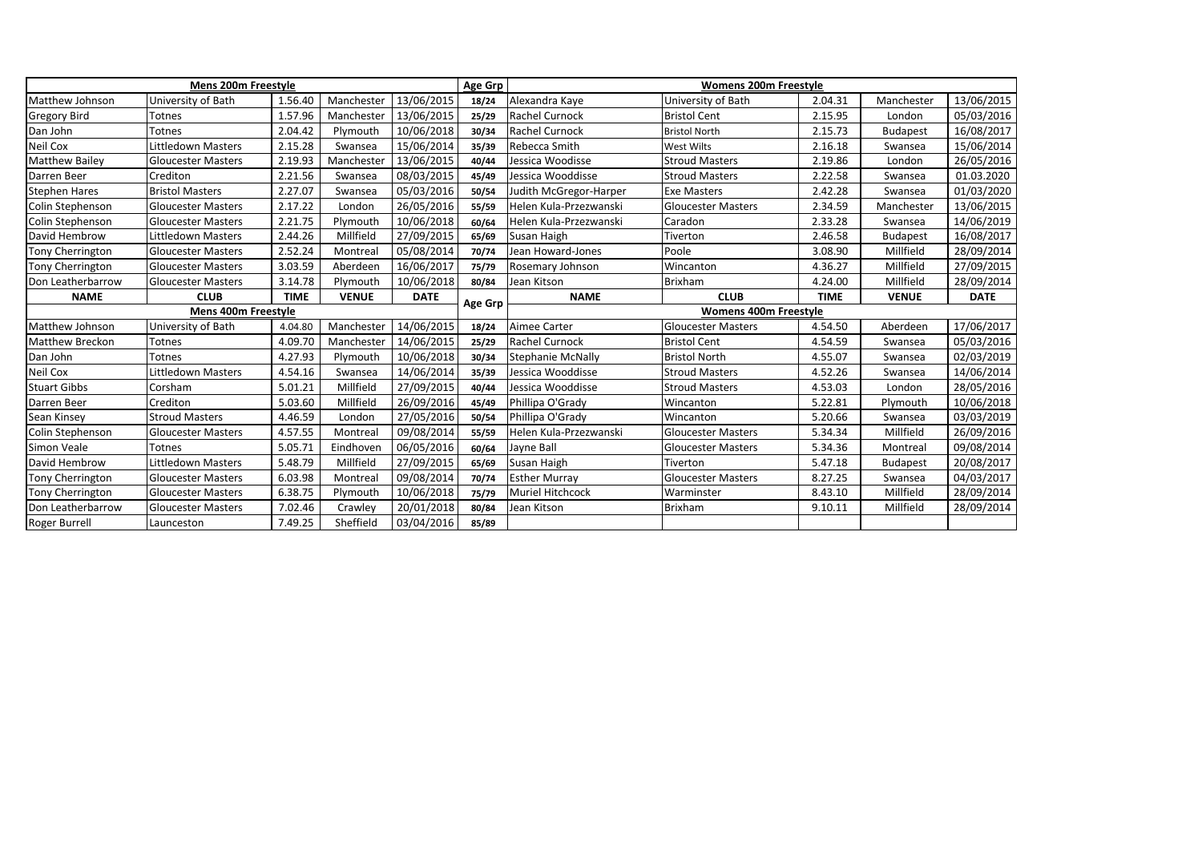| Mens 200m Freestyle | | | | | Age Grp | Womens 200m Freestyle | | | | |
|---|---|---|---|---|---|---|---|---|---|---|
| Matthew Johnson | University of Bath | 1.56.40 | Manchester | 13/06/2015 | 18/24 | Alexandra Kaye | University of Bath | 2.04.31 | Manchester | 13/06/2015 |
| Gregory Bird | Totnes | 1.57.96 | Manchester | 13/06/2015 | 25/29 | Rachel Curnock | Bristol Cent | 2.15.95 | London | 05/03/2016 |
| Dan John | Totnes | 2.04.42 | Plymouth | 10/06/2018 | 30/34 | Rachel Curnock | Bristol North | 2.15.73 | Budapest | 16/08/2017 |
| Neil Cox | Littledown Masters | 2.15.28 | Swansea | 15/06/2014 | 35/39 | Rebecca Smith | West Wilts | 2.16.18 | Swansea | 15/06/2014 |
| Matthew Bailey | Gloucester Masters | 2.19.93 | Manchester | 13/06/2015 | 40/44 | Jessica Woodisse | Stroud Masters | 2.19.86 | London | 26/05/2016 |
| Darren Beer | Crediton | 2.21.56 | Swansea | 08/03/2015 | 45/49 | Jessica Wooddisse | Stroud Masters | 2.22.58 | Swansea | 01.03.2020 |
| Stephen Hares | Bristol Masters | 2.27.07 | Swansea | 05/03/2016 | 50/54 | Judith McGregor-Harper | Exe Masters | 2.42.28 | Swansea | 01/03/2020 |
| Colin Stephenson | Gloucester Masters | 2.17.22 | London | 26/05/2016 | 55/59 | Helen Kula-Przezwanski | Gloucester Masters | 2.34.59 | Manchester | 13/06/2015 |
| Colin Stephenson | Gloucester Masters | 2.21.75 | Plymouth | 10/06/2018 | 60/64 | Helen Kula-Przezwanski | Caradon | 2.33.28 | Swansea | 14/06/2019 |
| David Hembrow | Littledown Masters | 2.44.26 | Millfield | 27/09/2015 | 65/69 | Susan Haigh | Tiverton | 2.46.58 | Budapest | 16/08/2017 |
| Tony Cherrington | Gloucester Masters | 2.52.24 | Montreal | 05/08/2014 | 70/74 | Jean Howard-Jones | Poole | 3.08.90 | Millfield | 28/09/2014 |
| Tony Cherrington | Gloucester Masters | 3.03.59 | Aberdeen | 16/06/2017 | 75/79 | Rosemary Johnson | Wincanton | 4.36.27 | Millfield | 27/09/2015 |
| Don Leatherbarrow | Gloucester Masters | 3.14.78 | Plymouth | 10/06/2018 | 80/84 | Jean Kitson | Brixham | 4.24.00 | Millfield | 28/09/2014 |
| NAME | CLUB | TIME | VENUE | DATE | Age Grp | NAME | CLUB | TIME | VENUE | DATE |
| Mens 400m Freestyle | | | | | | Womens 400m Freestyle | | | | |
| Matthew Johnson | University of Bath | 4.04.80 | Manchester | 14/06/2015 | 18/24 | Aimee Carter | Gloucester Masters | 4.54.50 | Aberdeen | 17/06/2017 |
| Matthew Breckon | Totnes | 4.09.70 | Manchester | 14/06/2015 | 25/29 | Rachel Curnock | Bristol Cent | 4.54.59 | Swansea | 05/03/2016 |
| Dan John | Totnes | 4.27.93 | Plymouth | 10/06/2018 | 30/34 | Stephanie McNally | Bristol North | 4.55.07 | Swansea | 02/03/2019 |
| Neil Cox | Littledown Masters | 4.54.16 | Swansea | 14/06/2014 | 35/39 | Jessica Wooddisse | Stroud Masters | 4.52.26 | Swansea | 14/06/2014 |
| Stuart Gibbs | Corsham | 5.01.21 | Millfield | 27/09/2015 | 40/44 | Jessica Wooddisse | Stroud Masters | 4.53.03 | London | 28/05/2016 |
| Darren Beer | Crediton | 5.03.60 | Millfield | 26/09/2016 | 45/49 | Phillipa O'Grady | Wincanton | 5.22.81 | Plymouth | 10/06/2018 |
| Sean Kinsey | Stroud Masters | 4.46.59 | London | 27/05/2016 | 50/54 | Phillipa O'Grady | Wincanton | 5.20.66 | Swansea | 03/03/2019 |
| Colin Stephenson | Gloucester Masters | 4.57.55 | Montreal | 09/08/2014 | 55/59 | Helen Kula-Przezwanski | Gloucester Masters | 5.34.34 | Millfield | 26/09/2016 |
| Simon Veale | Totnes | 5.05.71 | Eindhoven | 06/05/2016 | 60/64 | Jayne Ball | Gloucester Masters | 5.34.36 | Montreal | 09/08/2014 |
| David Hembrow | Littledown Masters | 5.48.79 | Millfield | 27/09/2015 | 65/69 | Susan Haigh | Tiverton | 5.47.18 | Budapest | 20/08/2017 |
| Tony Cherrington | Gloucester Masters | 6.03.98 | Montreal | 09/08/2014 | 70/74 | Esther Murray | Gloucester Masters | 8.27.25 | Swansea | 04/03/2017 |
| Tony Cherrington | Gloucester Masters | 6.38.75 | Plymouth | 10/06/2018 | 75/79 | Muriel Hitchcock | Warminster | 8.43.10 | Millfield | 28/09/2014 |
| Don Leatherbarrow | Gloucester Masters | 7.02.46 | Crawley | 20/01/2018 | 80/84 | Jean Kitson | Brixham | 9.10.11 | Millfield | 28/09/2014 |
| Roger Burrell | Launceston | 7.49.25 | Sheffield | 03/04/2016 | 85/89 | | | | | |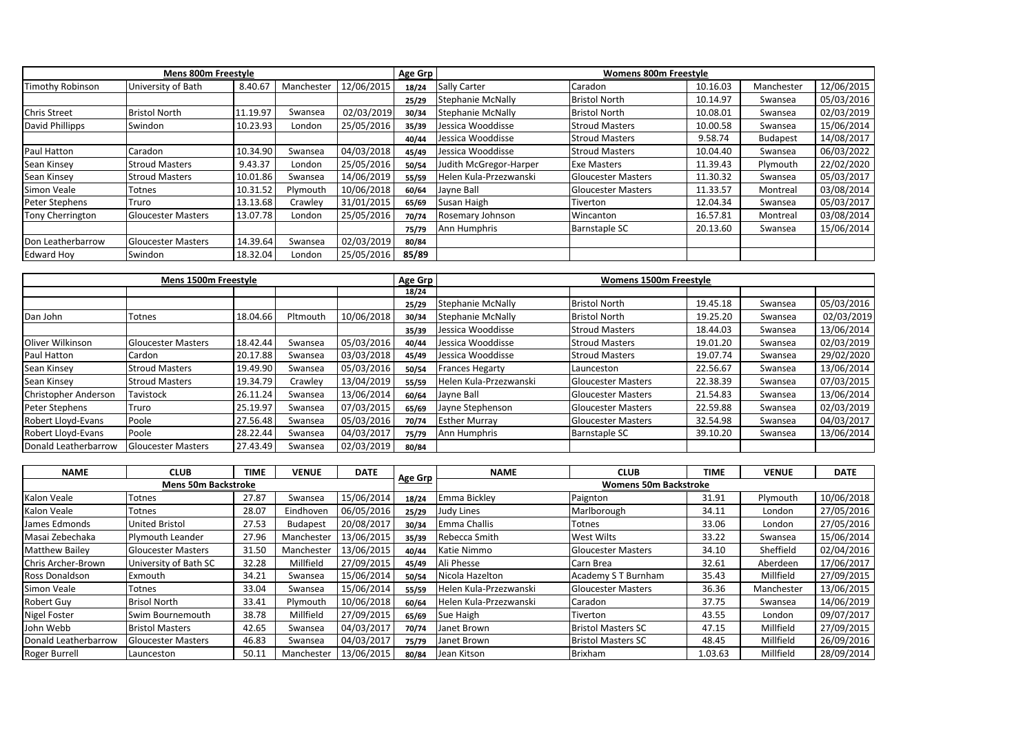| Mens 800m Freestyle | | | | | Age Grp | Womens 800m Freestyle | | | | |
|---|---|---|---|---|---|---|---|---|---|---|
| Timothy Robinson | University of Bath | 8.40.67 | Manchester | 12/06/2015 | 18/24 | Sally Carter | Caradon | 10.16.03 | Manchester | 12/06/2015 |
| | | | | | 25/29 | Stephanie McNally | Bristol North | 10.14.97 | Swansea | 05/03/2016 |
| Chris Street | Bristol North | 11.19.97 | Swansea | 02/03/2019 | 30/34 | Stephanie McNally | Bristol North | 10.08.01 | Swansea | 02/03/2019 |
| David Phillipps | Swindon | 10.23.93 | London | 25/05/2016 | 35/39 | Jessica Wooddisse | Stroud Masters | 10.00.58 | Swansea | 15/06/2014 |
| | | | | | 40/44 | Jessica Wooddisse | Stroud Masters | 9.58.74 | Budapest | 14/08/2017 |
| Paul Hatton | Caradon | 10.34.90 | Swansea | 04/03/2018 | 45/49 | Jessica Wooddisse | Stroud Masters | 10.04.40 | Swansea | 06/03/2022 |
| Sean Kinsey | Stroud Masters | 9.43.37 | London | 25/05/2016 | 50/54 | Judith McGregor-Harper | Exe Masters | 11.39.43 | Plymouth | 22/02/2020 |
| Sean Kinsey | Stroud Masters | 10.01.86 | Swansea | 14/06/2019 | 55/59 | Helen Kula-Przezwanski | Gloucester Masters | 11.30.32 | Swansea | 05/03/2017 |
| Simon Veale | Totnes | 10.31.52 | Plymouth | 10/06/2018 | 60/64 | Jayne Ball | Gloucester Masters | 11.33.57 | Montreal | 03/08/2014 |
| Peter Stephens | Truro | 13.13.68 | Crawley | 31/01/2015 | 65/69 | Susan Haigh | Tiverton | 12.04.34 | Swansea | 05/03/2017 |
| Tony Cherrington | Gloucester Masters | 13.07.78 | London | 25/05/2016 | 70/74 | Rosemary Johnson | Wincanton | 16.57.81 | Montreal | 03/08/2014 |
| | | | | | 75/79 | Ann Humphris | Barnstaple SC | 20.13.60 | Swansea | 15/06/2014 |
| Don Leatherbarrow | Gloucester Masters | 14.39.64 | Swansea | 02/03/2019 | 80/84 | | | | | |
| Edward Hoy | Swindon | 18.32.04 | London | 25/05/2016 | 85/89 | | | | | |

| Mens 1500m Freestyle | | | | | Age Grp | Womens 1500m Freestyle | | | | |
|---|---|---|---|---|---|---|---|---|---|---|
| | | | | | 18/24 | | | | | |
| | | | | | 25/29 | Stephanie McNally | Bristol North | 19.45.18 | Swansea | 05/03/2016 |
| Dan John | Totnes | 18.04.66 | Pltmouth | 10/06/2018 | 30/34 | Stephanie McNally | Bristol North | 19.25.20 | Swansea | 02/03/2019 |
| | | | | | 35/39 | Jessica Wooddisse | Stroud Masters | 18.44.03 | Swansea | 13/06/2014 |
| Oliver Wilkinson | Gloucester Masters | 18.42.44 | Swansea | 05/03/2016 | 40/44 | Jessica Wooddisse | Stroud Masters | 19.01.20 | Swansea | 02/03/2019 |
| Paul Hatton | Cardon | 20.17.88 | Swansea | 03/03/2018 | 45/49 | Jessica Wooddisse | Stroud Masters | 19.07.74 | Swansea | 29/02/2020 |
| Sean Kinsey | Stroud Masters | 19.49.90 | Swansea | 05/03/2016 | 50/54 | Frances Hegarty | Launceston | 22.56.67 | Swansea | 13/06/2014 |
| Sean Kinsey | Stroud Masters | 19.34.79 | Crawley | 13/04/2019 | 55/59 | Helen Kula-Przezwanski | Gloucester Masters | 22.38.39 | Swansea | 07/03/2015 |
| Christopher Anderson | Tavistock | 26.11.24 | Swansea | 13/06/2014 | 60/64 | Jayne Ball | Gloucester Masters | 21.54.83 | Swansea | 13/06/2014 |
| Peter Stephens | Truro | 25.19.97 | Swansea | 07/03/2015 | 65/69 | Jayne Stephenson | Gloucester Masters | 22.59.88 | Swansea | 02/03/2019 |
| Robert Lloyd-Evans | Poole | 27.56.48 | Swansea | 05/03/2016 | 70/74 | Esther Murray | Gloucester Masters | 32.54.98 | Swansea | 04/03/2017 |
| Robert Lloyd-Evans | Poole | 28.22.44 | Swansea | 04/03/2017 | 75/79 | Ann Humphris | Barnstaple SC | 39.10.20 | Swansea | 13/06/2014 |
| Donald Leatherbarrow | Gloucester Masters | 27.43.49 | Swansea | 02/03/2019 | 80/84 | | | | | |

| NAME | CLUB | TIME | VENUE | DATE | Age Grp | NAME | CLUB | TIME | VENUE | DATE |
|---|---|---|---|---|---|---|---|---|---|---|
| Mens 50m Backstroke | | | | | | Womens 50m Backstroke | | | | |
| Kalon Veale | Totnes | 27.87 | Swansea | 15/06/2014 | 18/24 | Emma Bickley | Paignton | 31.91 | Plymouth | 10/06/2018 |
| Kalon Veale | Totnes | 28.07 | Eindhoven | 06/05/2016 | 25/29 | Judy Lines | Marlborough | 34.11 | London | 27/05/2016 |
| James Edmonds | United Bristol | 27.53 | Budapest | 20/08/2017 | 30/34 | Emma Challis | Totnes | 33.06 | London | 27/05/2016 |
| Masai Zebechaka | Plymouth Leander | 27.96 | Manchester | 13/06/2015 | 35/39 | Rebecca Smith | West Wilts | 33.22 | Swansea | 15/06/2014 |
| Matthew Bailey | Gloucester Masters | 31.50 | Manchester | 13/06/2015 | 40/44 | Katie Nimmo | Gloucester Masters | 34.10 | Sheffield | 02/04/2016 |
| Chris Archer-Brown | University of Bath SC | 32.28 | Millfield | 27/09/2015 | 45/49 | Ali Phesse | Carn Brea | 32.61 | Aberdeen | 17/06/2017 |
| Ross Donaldson | Exmouth | 34.21 | Swansea | 15/06/2014 | 50/54 | Nicola Hazelton | Academy S T Burnham | 35.43 | Millfield | 27/09/2015 |
| Simon Veale | Totnes | 33.04 | Swansea | 15/06/2014 | 55/59 | Helen Kula-Przezwanski | Gloucester Masters | 36.36 | Manchester | 13/06/2015 |
| Robert Guy | Brisol North | 33.41 | Plymouth | 10/06/2018 | 60/64 | Helen Kula-Przezwanski | Caradon | 37.75 | Swansea | 14/06/2019 |
| Nigel Foster | Swim Bournemouth | 38.78 | Millfield | 27/09/2015 | 65/69 | Sue Haigh | Tiverton | 43.55 | London | 09/07/2017 |
| John Webb | Bristol Masters | 42.65 | Swansea | 04/03/2017 | 70/74 | Janet Brown | Bristol Masters SC | 47.15 | Millfield | 27/09/2015 |
| Donald Leatherbarrow | Gloucester Masters | 46.83 | Swansea | 04/03/2017 | 75/79 | Janet Brown | Bristol Masters SC | 48.45 | Millfield | 26/09/2016 |
| Roger Burrell | Launceston | 50.11 | Manchester | 13/06/2015 | 80/84 | Jean Kitson | Brixham | 1.03.63 | Millfield | 28/09/2014 |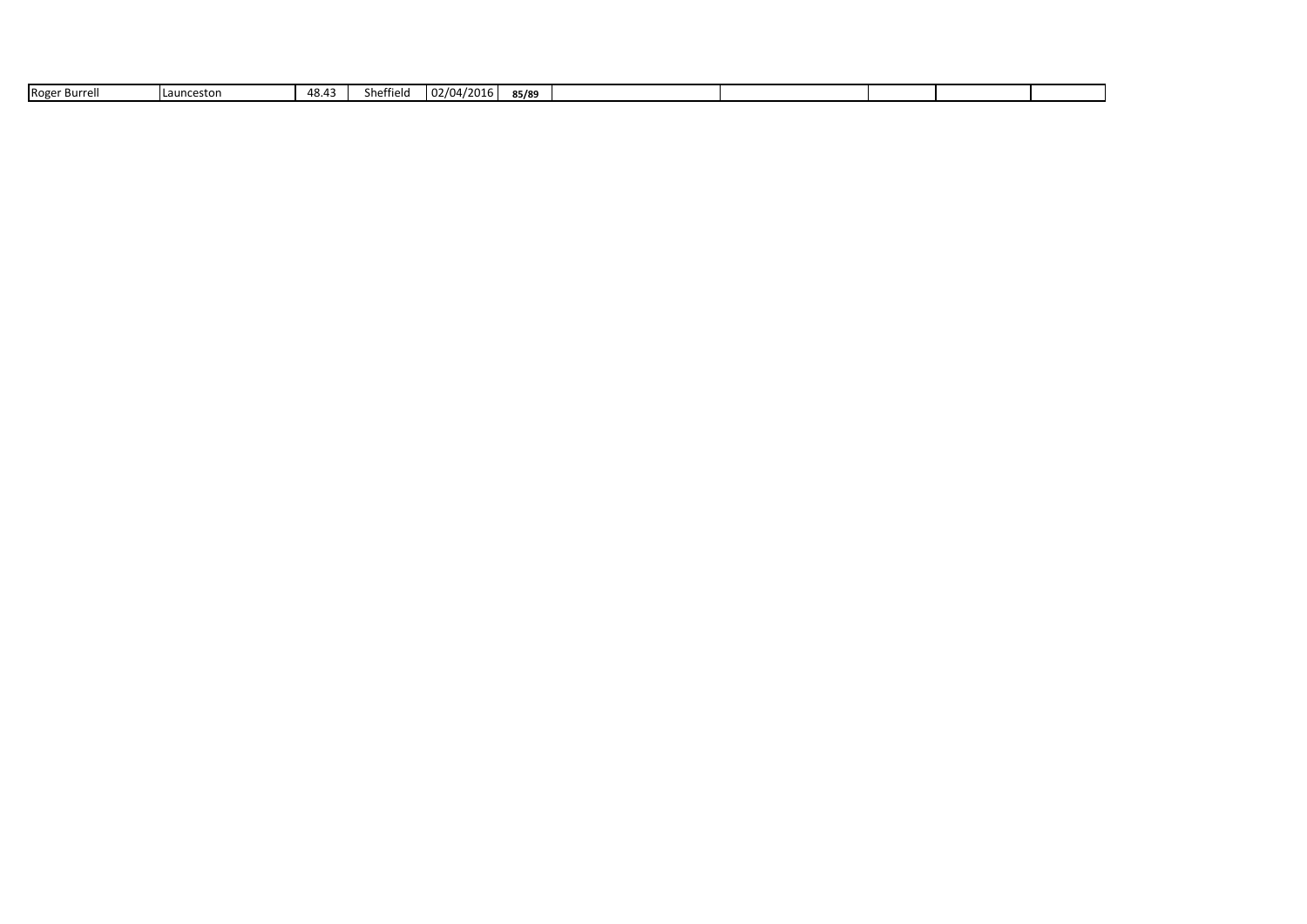| Roger Burrell | Launceston | 48.43 | Sheffield | 02/04/2016 | **85/89** | | | | | |
|---|---|---|---|---|---|---|---|---|---|---|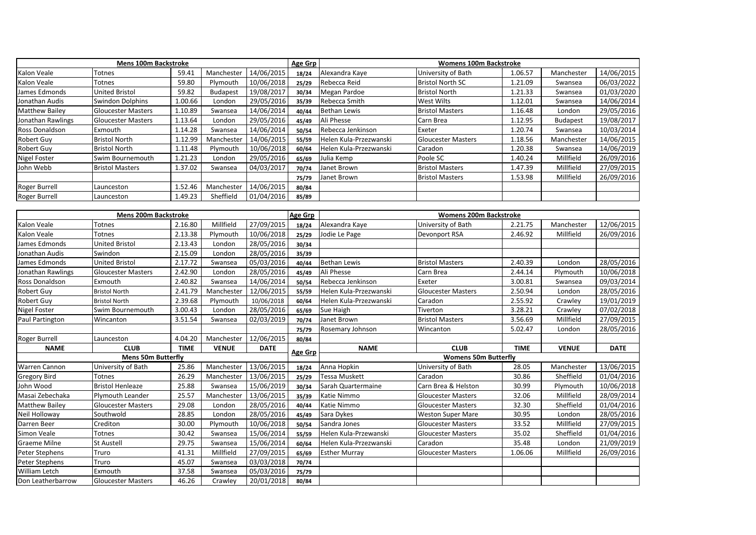| Mens 100m Backstroke | | | | | Age Grp | Womens 100m Backstroke | | | | |
|---|---|---|---|---|---|---|---|---|---|---|
| Kalon Veale | Totnes | 59.41 | Manchester | 14/06/2015 | 18/24 | Alexandra Kaye | University of Bath | 1.06.57 | Manchester | 14/06/2015 |
| Kalon Veale | Totnes | 59.80 | Plymouth | 10/06/2018 | 25/29 | Rebecca Reid | Bristol North SC | 1.21.09 | Swansea | 06/03/2022 |
| James Edmonds | United Bristol | 59.82 | Budapest | 19/08/2017 | 30/34 | Megan Pardoe | Bristol North | 1.21.33 | Swansea | 01/03/2020 |
| Jonathan Audis | Swindon Dolphins | 1.00.66 | London | 29/05/2016 | 35/39 | Rebecca Smith | West Wilts | 1.12.01 | Swansea | 14/06/2014 |
| Matthew Bailey | Gloucester Masters | 1.10.89 | Swansea | 14/06/2014 | 40/44 | Bethan Lewis | Bristol Masters | 1.16.48 | London | 29/05/2016 |
| Jonathan Rawlings | Gloucester Masters | 1.13.64 | London | 29/05/2016 | 45/49 | Ali Phesse | Carn Brea | 1.12.95 | Budapest | 19/08/2017 |
| Ross Donaldson | Exmouth | 1.14.28 | Swansea | 14/06/2014 | 50/54 | Rebecca Jenkinson | Exeter | 1.20.74 | Swansea | 10/03/2014 |
| Robert Guy | Bristol North | 1.12.99 | Manchester | 14/06/2015 | 55/59 | Helen Kula-Przezwanski | Gloucester Masters | 1.18.56 | Manchester | 14/06/2015 |
| Robert Guy | Bristol North | 1.11.48 | Plymouth | 10/06/2018 | 60/64 | Helen Kula-Przezwanski | Caradon | 1.20.38 | Swansea | 14/06/2019 |
| Nigel Foster | Swim Bournemouth | 1.21.23 | London | 29/05/2016 | 65/69 | Julia Kemp | Poole SC | 1.40.24 | Millfield | 26/09/2016 |
| John Webb | Bristol Masters | 1.37.02 | Swansea | 04/03/2017 | 70/74 | Janet Brown | Bristol Masters | 1.47.39 | Millfield | 27/09/2015 |
| | | | | | 75/79 | Janet Brown | Bristol Masters | 1.53.98 | Millfield | 26/09/2016 |
| Roger Burrell | Launceston | 1.52.46 | Manchester | 14/06/2015 | 80/84 | | | | | |
| Roger Burrell | Launceston | 1.49.23 | Sheffield | 01/04/2016 | 85/89 | | | | | |

| Mens 200m Backstroke | | | | | Age Grp | Womens 200m Backstroke | | | | |
|---|---|---|---|---|---|---|---|---|---|---|
| Kalon Veale | Totnes | 2.16.80 | Millfield | 27/09/2015 | 18/24 | Alexandra Kaye | University of Bath | 2.21.75 | Manchester | 12/06/2015 |
| Kalon Veale | Totnes | 2.13.38 | Plymouth | 10/06/2018 | 25/29 | Jodie Le Page | Devonport RSA | 2.46.92 | Millfield | 26/09/2016 |
| James Edmonds | United Bristol | 2.13.43 | London | 28/05/2016 | 30/34 | | | | | |
| Jonathan Audis | Swindon | 2.15.09 | London | 28/05/2016 | 35/39 | | | | | |
| James Edmonds | United Bristol | 2.17.72 | Swansea | 05/03/2016 | 40/44 | Bethan Lewis | Bristol Masters | 2.40.39 | London | 28/05/2016 |
| Jonathan Rawlings | Gloucester Masters | 2.42.90 | London | 28/05/2016 | 45/49 | Ali Phesse | Carn Brea | 2.44.14 | Plymouth | 10/06/2018 |
| Ross Donaldson | Exmouth | 2.40.82 | Swansea | 14/06/2014 | 50/54 | Rebecca Jenkinson | Exeter | 3.00.81 | Swansea | 09/03/2014 |
| Robert Guy | Bristol North | 2.41.79 | Manchester | 12/06/2015 | 55/59 | Helen Kula-Przezwanski | Gloucester Masters | 2.50.94 | London | 28/05/2016 |
| Robert Guy | Bristol North | 2.39.68 | Plymouth | 10/06/2018 | 60/64 | Helen Kula-Przezwanski | Caradon | 2.55.92 | Crawley | 19/01/2019 |
| Nigel Foster | Swim Bournemouth | 3.00.43 | London | 28/05/2016 | 65/69 | Sue Haigh | Tiverton | 3.28.21 | Crawley | 07/02/2018 |
| Paul Partington | Wincanton | 3.51.54 | Swansea | 02/03/2019 | 70/74 | Janet Brown | Bristol Masters | 3.56.69 | Millfield | 27/09/2015 |
| | | | | | 75/79 | Rosemary Johnson | Wincanton | 5.02.47 | London | 28/05/2016 |
| Roger Burrell | Launceston | 4.04.20 | Manchester | 12/06/2015 | 80/84 | | | | | |

| NAME | CLUB | TIME | VENUE | DATE | Age Grp | NAME | CLUB | TIME | VENUE | DATE |
|---|---|---|---|---|---|---|---|---|---|---|
| Mens 50m Butterfly | | | | | | Womens 50m Butterfly | | | | |
| Warren Cannon | University of Bath | 25.86 | Manchester | 13/06/2015 | 18/24 | Anna Hopkin | University of Bath | 28.05 | Manchester | 13/06/2015 |
| Gregory Bird | Totnes | 26.29 | Manchester | 13/06/2015 | 25/29 | Tessa Muskett | Caradon | 30.86 | Sheffield | 01/04/2016 |
| John Wood | Bristol Henleaze | 25.88 | Swansea | 15/06/2019 | 30/34 | Sarah Quartermaine | Carn Brea & Helston | 30.99 | Plymouth | 10/06/2018 |
| Masai Zebechaka | Plymouth Leander | 25.57 | Manchester | 13/06/2015 | 35/39 | Katie Nimmo | Gloucester Masters | 32.06 | Millfield | 28/09/2014 |
| Matthew Bailey | Gloucester Masters | 29.08 | London | 28/05/2016 | 40/44 | Katie Nimmo | Gloucester Masters | 32.30 | Sheffield | 01/04/2016 |
| Neil Holloway | Southwold | 28.85 | London | 28/05/2016 | 45/49 | Sara Dykes | Weston Super Mare | 30.95 | London | 28/05/2016 |
| Darren Beer | Crediton | 30.00 | Plymouth | 10/06/2018 | 50/54 | Sandra Jones | Gloucester Masters | 33.52 | Millfield | 27/09/2015 |
| Simon Veale | Totnes | 30.42 | Swansea | 15/06/2014 | 55/59 | Helen Kula-Przewanski | Gloucester Masters | 35.02 | Sheffield | 01/04/2016 |
| Graeme Milne | St Austell | 29.75 | Swansea | 15/06/2014 | 60/64 | Helen Kula-Przezwanski | Caradon | 35.48 | London | 21/09/2019 |
| Peter Stephens | Truro | 41.31 | Millfield | 27/09/2015 | 65/69 | Esther Murray | Gloucester Masters | 1.06.06 | Millfield | 26/09/2016 |
| Peter Stephens | Truro | 45.07 | Swansea | 03/03/2018 | 70/74 | | | | | |
| William Letch | Exmouth | 37.58 | Swansea | 05/03/2016 | 75/79 | | | | | |
| Don Leatherbarrow | Gloucester Masters | 46.26 | Crawley | 20/01/2018 | 80/84 | | | | | |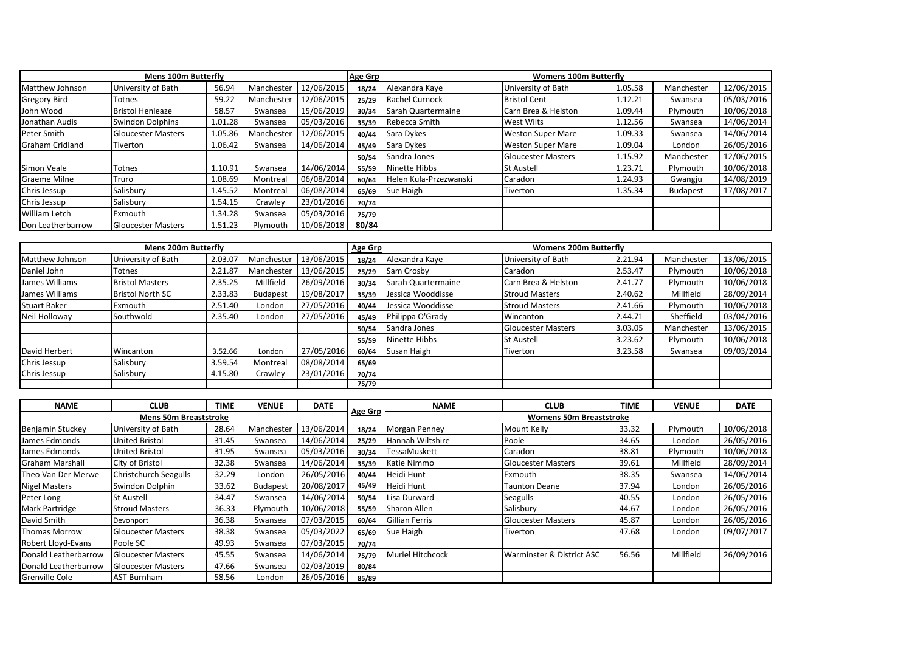| Mens 100m Butterfly | | | | | Age Grp | Womens 100m Butterfly | | | | |
|---|---|---|---|---|---|---|---|---|---|---|
| Matthew Johnson | University of Bath | 56.94 | Manchester | 12/06/2015 | 18/24 | Alexandra Kaye | University of Bath | 1.05.58 | Manchester | 12/06/2015 |
| Gregory Bird | Totnes | 59.22 | Manchester | 12/06/2015 | 25/29 | Rachel Curnock | Bristol Cent | 1.12.21 | Swansea | 05/03/2016 |
| John Wood | Bristol Henleaze | 58.57 | Swansea | 15/06/2019 | 30/34 | Sarah Quartermaine | Carn Brea & Helston | 1.09.44 | Plymouth | 10/06/2018 |
| Jonathan Audis | Swindon Dolphins | 1.01.28 | Swansea | 05/03/2016 | 35/39 | Rebecca Smith | West Wilts | 1.12.56 | Swansea | 14/06/2014 |
| Peter Smith | Gloucester Masters | 1.05.86 | Manchester | 12/06/2015 | 40/44 | Sara Dykes | Weston Super Mare | 1.09.33 | Swansea | 14/06/2014 |
| Graham Cridland | Tiverton | 1.06.42 | Swansea | 14/06/2014 | 45/49 | Sara Dykes | Weston Super Mare | 1.09.04 | London | 26/05/2016 |
| | | | | | 50/54 | Sandra Jones | Gloucester Masters | 1.15.92 | Manchester | 12/06/2015 |
| Simon Veale | Totnes | 1.10.91 | Swansea | 14/06/2014 | 55/59 | Ninette Hibbs | St Austell | 1.23.71 | Plymouth | 10/06/2018 |
| Graeme Milne | Truro | 1.08.69 | Montreal | 06/08/2014 | 60/64 | Helen Kula-Przezwanski | Caradon | 1.24.93 | Gwangju | 14/08/2019 |
| Chris Jessup | Salisbury | 1.45.52 | Montreal | 06/08/2014 | 65/69 | Sue Haigh | Tiverton | 1.35.34 | Budapest | 17/08/2017 |
| Chris Jessup | Salisbury | 1.54.15 | Crawley | 23/01/2016 | 70/74 | | | | | |
| William Letch | Exmouth | 1.34.28 | Swansea | 05/03/2016 | 75/79 | | | | | |
| Don Leatherbarrow | Gloucester Masters | 1.51.23 | Plymouth | 10/06/2018 | 80/84 | | | | | |

| Mens 200m Butterfly | | | | | Age Grp | Womens 200m Butterfly | | | | |
|---|---|---|---|---|---|---|---|---|---|---|
| Matthew Johnson | University of Bath | 2.03.07 | Manchester | 13/06/2015 | 18/24 | Alexandra Kaye | University of Bath | 2.21.94 | Manchester | 13/06/2015 |
| Daniel John | Totnes | 2.21.87 | Manchester | 13/06/2015 | 25/29 | Sam Crosby | Caradon | 2.53.47 | Plymouth | 10/06/2018 |
| James Williams | Bristol Masters | 2.35.25 | Millfield | 26/09/2016 | 30/34 | Sarah Quartermaine | Carn Brea & Helston | 2.41.77 | Plymouth | 10/06/2018 |
| James Williams | Bristol North SC | 2.33.83 | Budapest | 19/08/2017 | 35/39 | Jessica Wooddisse | Stroud Masters | 2.40.62 | Millfield | 28/09/2014 |
| Stuart Baker | Exmouth | 2.51.40 | London | 27/05/2016 | 40/44 | Jessica Wooddisse | Stroud Masters | 2.41.66 | Plymouth | 10/06/2018 |
| Neil Holloway | Southwold | 2.35.40 | London | 27/05/2016 | 45/49 | Philippa O'Grady | Wincanton | 2.44.71 | Sheffield | 03/04/2016 |
| | | | | | 50/54 | Sandra Jones | Gloucester Masters | 3.03.05 | Manchester | 13/06/2015 |
| | | | | | 55/59 | Ninette Hibbs | St Austell | 3.23.62 | Plymouth | 10/06/2018 |
| David Herbert | Wincanton | 3.52.66 | London | 27/05/2016 | 60/64 | Susan Haigh | Tiverton | 3.23.58 | Swansea | 09/03/2014 |
| Chris Jessup | Salisbury | 3.59.54 | Montreal | 08/08/2014 | 65/69 | | | | | |
| Chris Jessup | Salisbury | 4.15.80 | Crawley | 23/01/2016 | 70/74 | | | | | |
| | | | | | 75/79 | | | | | |

| NAME | CLUB | TIME | VENUE | DATE | Age Grp | NAME | CLUB | TIME | VENUE | DATE |
|---|---|---|---|---|---|---|---|---|---|---|
| Mens 50m Breaststroke | | | | | | Womens 50m Breaststroke | | | | |
| Benjamin Stuckey | University of Bath | 28.64 | Manchester | 13/06/2014 | 18/24 | Morgan Penney | Mount Kelly | 33.32 | Plymouth | 10/06/2018 |
| James Edmonds | United Bristol | 31.45 | Swansea | 14/06/2014 | 25/29 | Hannah Wiltshire | Poole | 34.65 | London | 26/05/2016 |
| James Edmonds | United Bristol | 31.95 | Swansea | 05/03/2016 | 30/34 | TessaMuskett | Caradon | 38.81 | Plymouth | 10/06/2018 |
| Graham Marshall | City of Bristol | 32.38 | Swansea | 14/06/2014 | 35/39 | Katie Nimmo | Gloucester Masters | 39.61 | Millfield | 28/09/2014 |
| Theo Van Der Merwe | Christchurch Seagulls | 32.29 | London | 26/05/2016 | 40/44 | Heidi Hunt | Exmouth | 38.35 | Swansea | 14/06/2014 |
| Nigel Masters | Swindon Dolphin | 33.62 | Budapest | 20/08/2017 | 45/49 | Heidi Hunt | Taunton Deane | 37.94 | London | 26/05/2016 |
| Peter Long | St Austell | 34.47 | Swansea | 14/06/2014 | 50/54 | Lisa Durward | Seagulls | 40.55 | London | 26/05/2016 |
| Mark Partridge | Stroud Masters | 36.33 | Plymouth | 10/06/2018 | 55/59 | Sharon Allen | Salisbury | 44.67 | London | 26/05/2016 |
| David Smith | Devonport | 36.38 | Swansea | 07/03/2015 | 60/64 | Gillian Ferris | Gloucester Masters | 45.87 | London | 26/05/2016 |
| Thomas Morrow | Gloucester Masters | 38.38 | Swansea | 05/03/2022 | 65/69 | Sue Haigh | Tiverton | 47.68 | London | 09/07/2017 |
| Robert Lloyd-Evans | Poole SC | 49.93 | Swansea | 07/03/2015 | 70/74 | | | | | |
| Donald Leatherbarrow | Gloucester Masters | 45.55 | Swansea | 14/06/2014 | 75/79 | Muriel Hitchcock | Warminster & District ASC | 56.56 | Millfield | 26/09/2016 |
| Donald Leatherbarrow | Gloucester Masters | 47.66 | Swansea | 02/03/2019 | 80/84 | | | | | |
| Grenville Cole | AST Burnham | 58.56 | London | 26/05/2016 | 85/89 | | | | | |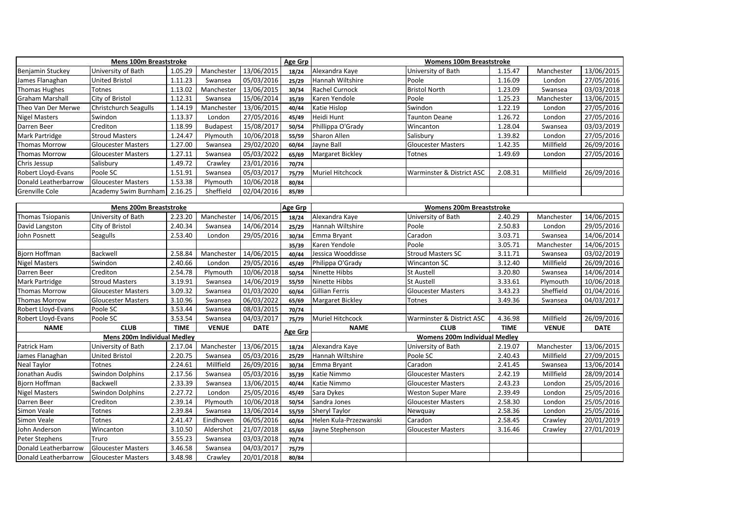| Mens 100m Breaststroke | | | | | Age Grp | Womens 100m Breaststroke | | | | |
|---|---|---|---|---|---|---|---|---|---|---|
| Benjamin Stuckey | University of Bath | 1.05.29 | Manchester | 13/06/2015 | 18/24 | Alexandra Kaye | University of Bath | 1.15.47 | Manchester | 13/06/2015 |
| James Flanaghan | United Bristol | 1.11.23 | Swansea | 05/03/2016 | 25/29 | Hannah Wiltshire | Poole | 1.16.09 | London | 27/05/2016 |
| Thomas Hughes | Totnes | 1.13.02 | Manchester | 13/06/2015 | 30/34 | Rachel Curnock | Bristol North | 1.23.09 | Swansea | 03/03/2018 |
| Graham Marshall | City of Bristol | 1.12.31 | Swansea | 15/06/2014 | 35/39 | Karen Yendole | Poole | 1.25.23 | Manchester | 13/06/2015 |
| Theo Van Der Merwe | Christchurch Seagulls | 1.14.19 | Manchester | 13/06/2015 | 40/44 | Katie Hislop | Swindon | 1.22.19 | London | 27/05/2016 |
| Nigel Masters | Swindon | 1.13.37 | London | 27/05/2016 | 45/49 | Heidi Hunt | Taunton Deane | 1.26.72 | London | 27/05/2016 |
| Darren Beer | Crediton | 1.18.99 | Budapest | 15/08/2017 | 50/54 | Phillippa O'Grady | Wincanton | 1.28.04 | Swansea | 03/03/2019 |
| Mark Partridge | Stroud Masters | 1.24.47 | Plymouth | 10/06/2018 | 55/59 | Sharon Allen | Salisbury | 1.39.82 | London | 27/05/2016 |
| Thomas Morrow | Gloucester Masters | 1.27.00 | Swansea | 29/02/2020 | 60/64 | Jayne Ball | Gloucester Masters | 1.42.35 | Millfield | 26/09/2016 |
| Thomas Morrow | Gloucester Masters | 1.27.11 | Swansea | 05/03/2022 | 65/69 | Margaret Bickley | Totnes | 1.49.69 | London | 27/05/2016 |
| Chris Jessup | Salisbury | 1.49.72 | Crawley | 23/01/2016 | 70/74 | | | | | |
| Robert Lloyd-Evans | Poole SC | 1.51.91 | Swansea | 05/03/2017 | 75/79 | Muriel Hitchcock | Warminster & District ASC | 2.08.31 | Millfield | 26/09/2016 |
| Donald Leatherbarrow | Gloucester Masters | 1.53.38 | Plymouth | 10/06/2018 | 80/84 | | | | | |
| Grenville Cole | Academy Swim Burnham | 2.16.25 | Sheffield | 02/04/2016 | 85/89 | | | | | |

| Mens 200m Breaststroke | | | | | Age Grp | Womens 200m Breaststroke | | | | |
|---|---|---|---|---|---|---|---|---|---|---|
| Thomas Tsiopanis | University of Bath | 2.23.20 | Manchester | 14/06/2015 | 18/24 | Alexandra Kaye | University of Bath | 2.40.29 | Manchester | 14/06/2015 |
| David Langston | City of Bristol | 2.40.34 | Swansea | 14/06/2014 | 25/29 | Hannah Wiltshire | Poole | 2.50.83 | London | 29/05/2016 |
| John Posnett | Seagulls | 2.53.40 | London | 29/05/2016 | 30/34 | Emma Bryant | Caradon | 3.03.71 | Swansea | 14/06/2014 |
| | | | | | 35/39 | Karen Yendole | Poole | 3.05.71 | Manchester | 14/06/2015 |
| Bjorn Hoffman | Backwell | 2.58.84 | Manchester | 14/06/2015 | 40/44 | Jessica Wooddisse | Stroud Masters SC | 3.11.71 | Swansea | 03/02/2019 |
| Nigel Masters | Swindon | 2.40.66 | London | 29/05/2016 | 45/49 | Philippa O'Grady | Wincanton SC | 3.12.40 | Millfield | 26/09/2016 |
| Darren Beer | Crediton | 2.54.78 | Plymouth | 10/06/2018 | 50/54 | Ninette Hibbs | St Austell | 3.20.80 | Swansea | 14/06/2014 |
| Mark Partridge | Stroud Masters | 3.19.91 | Swansea | 14/06/2019 | 55/59 | Ninette Hibbs | St Austell | 3.33.61 | Plymouth | 10/06/2018 |
| Thomas Morrow | Gloucester Masters | 3.09.32 | Swansea | 01/03/2020 | 60/64 | Gillian Ferris | Gloucester Masters | 3.43.23 | Sheffield | 01/04/2016 |
| Thomas Morrow | Gloucester Masters | 3.10.96 | Swansea | 06/03/2022 | 65/69 | Margaret Bickley | Totnes | 3.49.36 | Swansea | 04/03/2017 |
| Robert Lloyd-Evans | Poole SC | 3.53.44 | Swansea | 08/03/2015 | 70/74 | | | | | |
| Robert Lloyd-Evans | Poole SC | 3.53.54 | Swansea | 04/03/2017 | 75/79 | Muriel Hitchcock | Warminster & District ASC | 4.36.98 | Millfield | 26/09/2016 |

| **NAME** | **CLUB** | **TIME** | **VENUE** | **DATE** | **Age Grp** | **NAME** | **CLUB** | **TIME** | **VENUE** | **DATE** |
|---|---|---|---|---|---|---|---|---|---|---|
| Mens 200m Individual Medley | | | | | | Womens 200m Individual Medley | | | | |
| Patrick Ham | University of Bath | 2.17.04 | Manchester | 13/06/2015 | 18/24 | Alexandra Kaye | University of Bath | 2.19.07 | Manchester | 13/06/2015 |
| James Flanaghan | United Bristol | 2.20.75 | Swansea | 05/03/2016 | 25/29 | Hannah Wiltshire | Poole SC | 2.40.43 | Millfield | 27/09/2015 |
| Neal Taylor | Totnes | 2.24.61 | Millfield | 26/09/2016 | 30/34 | Emma Bryant | Caradon | 2.41.45 | Swansea | 13/06/2014 |
| Jonathan Audis | Swindon Dolphins | 2.17.56 | Swansea | 05/03/2016 | 35/39 | Katie Nimmo | Gloucester Masters | 2.42.19 | Millfield | 28/09/2014 |
| Bjorn Hoffman | Backwell | 2.33.39 | Swansea | 13/06/2015 | 40/44 | Katie Nimmo | Gloucester Masters | 2.43.23 | London | 25/05/2016 |
| Nigel Masters | Swindon Dolphins | 2.27.72 | London | 25/05/2016 | 45/49 | Sara Dykes | Weston Super Mare | 2.39.49 | London | 25/05/2016 |
| Darren Beer | Crediton | 2.39.14 | Plymouth | 10/06/2018 | 50/54 | Sandra Jones | Gloucester Masters | 2.58.30 | London | 25/05/2016 |
| Simon Veale | Totnes | 2.39.84 | Swansea | 13/06/2014 | 55/59 | Sheryl Taylor | Newquay | 2.58.36 | London | 25/05/2016 |
| Simon Veale | Totnes | 2.41.47 | Eindhoven | 06/05/2016 | 60/64 | Helen Kula-Przezwanski | Caradon | 2.58.45 | Crawley | 20/01/2019 |
| John Anderson | Wincanton | 3.10.50 | Aldershot | 21/07/2018 | 65/69 | Jayne Stephenson | Gloucester Masters | 3.16.46 | Crawley | 27/01/2019 |
| Peter Stephens | Truro | 3.55.23 | Swansea | 03/03/2018 | 70/74 | | | | | |
| Donald Leatherbarrow | Gloucester Masters | 3.46.58 | Swansea | 04/03/2017 | 75/79 | | | | | |
| Donald Leatherbarrow | Gloucester Masters | 3.48.98 | Crawley | 20/01/2018 | 80/84 | | | | | |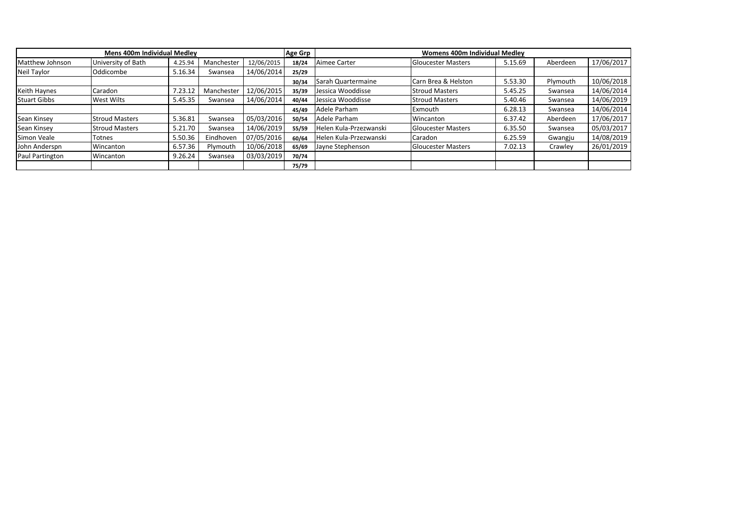| Mens 400m Individual Medley | | | | | Age Grp | Womens 400m Individual Medley | | | | |
|---|---|---|---|---|---|---|---|---|---|---|
| Matthew Johnson | University of Bath | 4.25.94 | Manchester | 12/06/2015 | 18/24 | Aimee Carter | Gloucester Masters | 5.15.69 | Aberdeen | 17/06/2017 |
| Neil Taylor | Oddicombe | 5.16.34 | Swansea | 14/06/2014 | 25/29 | | | | | |
| | | | | | 30/34 | Sarah Quartermaine | Carn Brea & Helston | 5.53.30 | Plymouth | 10/06/2018 |
| Keith Haynes | Caradon | 7.23.12 | Manchester | 12/06/2015 | 35/39 | Jessica Wooddisse | Stroud Masters | 5.45.25 | Swansea | 14/06/2014 |
| Stuart Gibbs | West Wilts | 5.45.35 | Swansea | 14/06/2014 | 40/44 | Jessica Wooddisse | Stroud Masters | 5.40.46 | Swansea | 14/06/2019 |
| | | | | | 45/49 | Adele Parham | Exmouth | 6.28.13 | Swansea | 14/06/2014 |
| Sean Kinsey | Stroud Masters | 5.36.81 | Swansea | 05/03/2016 | 50/54 | Adele Parham | Wincanton | 6.37.42 | Aberdeen | 17/06/2017 |
| Sean Kinsey | Stroud Masters | 5.21.70 | Swansea | 14/06/2019 | 55/59 | Helen Kula-Przezwanski | Gloucester Masters | 6.35.50 | Swansea | 05/03/2017 |
| Simon Veale | Totnes | 5.50.36 | Eindhoven | 07/05/2016 | 60/64 | Helen Kula-Przezwanski | Caradon | 6.25.59 | Gwangju | 14/08/2019 |
| John Anderspn | Wincanton | 6.57.36 | Plymouth | 10/06/2018 | 65/69 | Jayne Stephenson | Gloucester Masters | 7.02.13 | Crawley | 26/01/2019 |
| Paul Partington | Wincanton | 9.26.24 | Swansea | 03/03/2019 | 70/74 | | | | | |
| | | | | | 75/79 | | | | | |